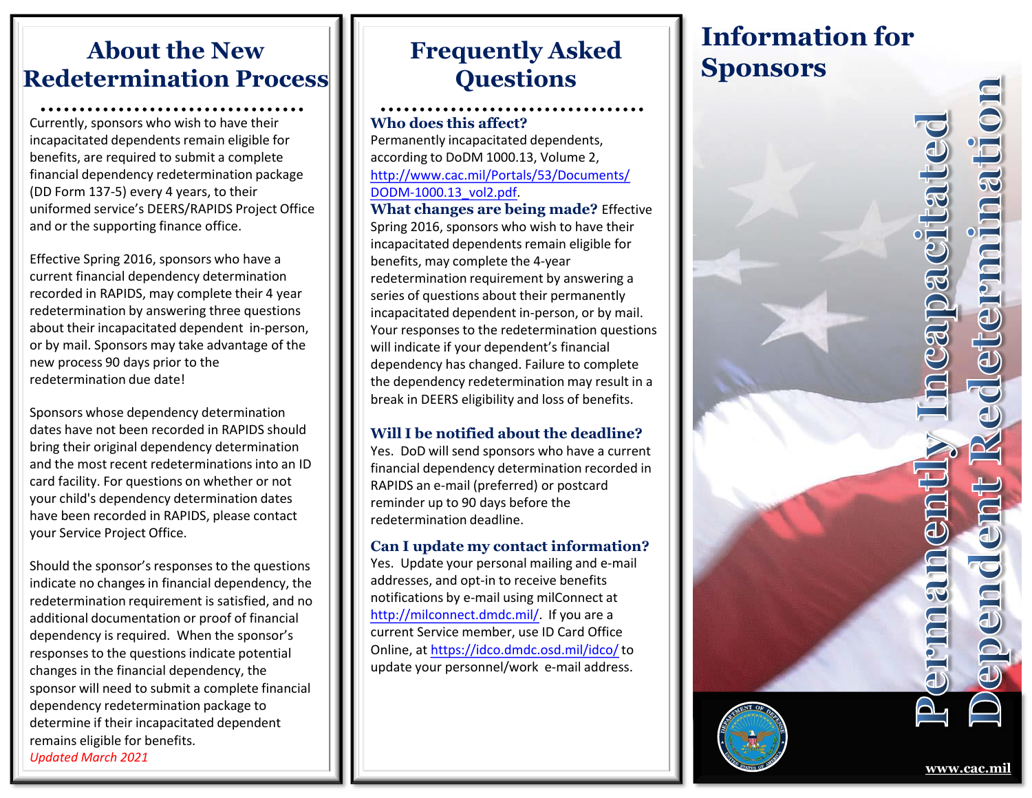## About the New Redetermination Process

Currently, sponsors who wish to have their incapacitated dependents remain eligible for benefits, are required to submit a complete financial dependency redetermination package (DD Form 137-5) every 4 years, to their uniformed service's DEERS/RAPIDS Project Office and or the supporting finance office.

Effective Spring 2016, sponsors who have a current financial dependency determination recorded in RAPIDS, may complete their 4 year redetermination by answering three questions about their incapacitated dependent in-person, or by mail. Sponsors may take advantage of the new process 90 days prior to the redetermination due date!

Sponsors whose dependency determination dates have not been recorded in RAPIDS should bring their original dependency determination and the most recent redeterminations into an ID card facility. For questions on whether or not your child's dependency determination dates have been recorded in RAPIDS, please contact your Service Project Office.

Should the sponsor's responses to the questions indicate no changes in financial dependency, the redetermination requirement is satisfied, and no additional documentation or proof of financial dependency is required. When the sponsor's responses to the questions indicate potential changes in the financial dependency, the sponsor will need to submit a complete financial dependency redetermination package to determine if their incapacitated dependent remains eligible for benefits.

*Updated March 2021*

## Frequently Asked Questions

**Who does this affect?**
Permanently incapacitated dependents, according to DoDM 1000.13, Volume 2, http://www.cac.mil/Portals/53/Documents/DODM-1000.13_vol2.pdf.

**What changes are being made?** Effective Spring 2016, sponsors who wish to have their incapacitated dependents remain eligible for benefits, may complete the 4-year redetermination requirement by answering a series of questions about their permanently incapacitated dependent in-person, or by mail. Your responses to the redetermination questions will indicate if your dependent's financial dependency has changed. Failure to complete the dependency redetermination may result in a break in DEERS eligibility and loss of benefits.

**Will I be notified about the deadline?**
Yes. DoD will send sponsors who have a current financial dependency determination recorded in RAPIDS an e-mail (preferred) or postcard reminder up to 90 days before the redetermination deadline.

**Can I update my contact information?**
Yes. Update your personal mailing and e-mail addresses, and opt-in to receive benefits notifications by e-mail using milConnect at http://milconnect.dmdc.mil/. If you are a current Service member, use ID Card Office Online, at https://idco.dmdc.osd.mil/idco/ to update your personnel/work e-mail address.

# Information for Sponsors

# Permanently Incapacitated Dependent Redetermination

www.cac.mil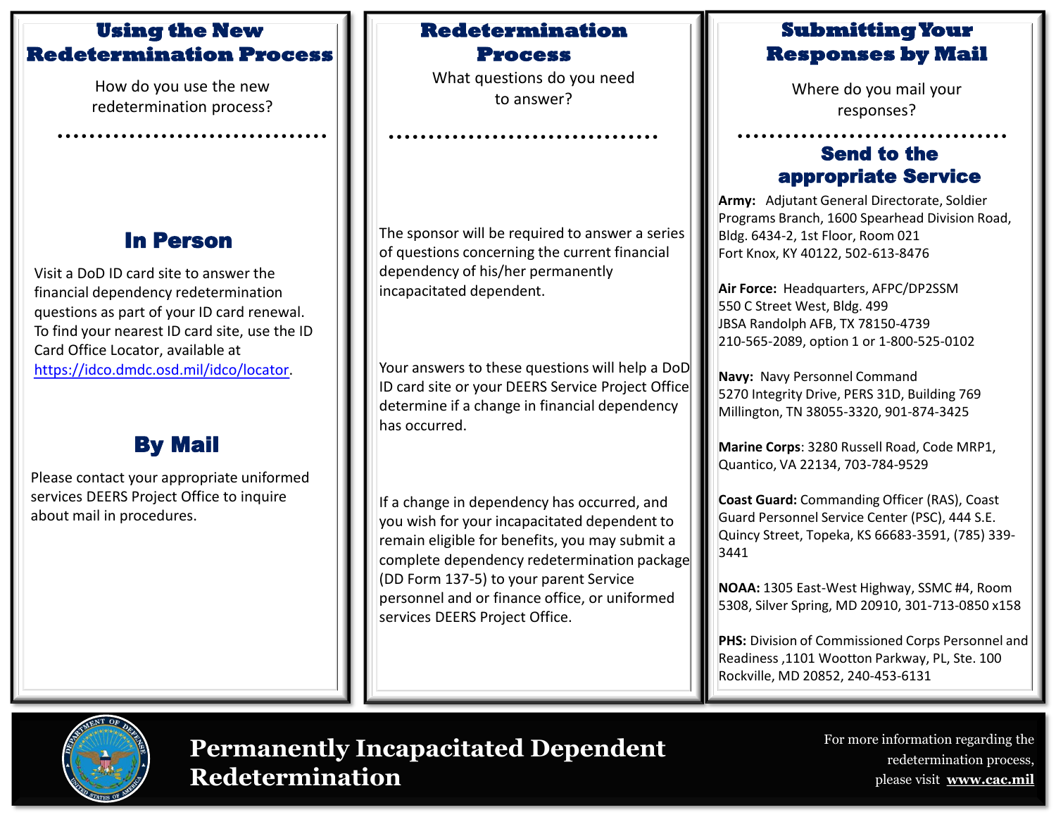## Using the New Redetermination Process

How do you use the new redetermination process?

### In Person

Visit a DoD ID card site to answer the financial dependency redetermination questions as part of your ID card renewal. To find your nearest ID card site, use the ID Card Office Locator, available at https://idco.dmdc.osd.mil/idco/locator.

### By Mail

Please contact your appropriate uniformed services DEERS Project Office to inquire about mail in procedures.

## Redetermination Process

What questions do you need to answer?

The sponsor will be required to answer a series of questions concerning the current financial dependency of his/her permanently incapacitated dependent.

Your answers to these questions will help a DoD ID card site or your DEERS Service Project Office determine if a change in financial dependency has occurred.

If a change in dependency has occurred, and you wish for your incapacitated dependent to remain eligible for benefits, you may submit a complete dependency redetermination package (DD Form 137-5) to your parent Service personnel and or finance office, or uniformed services DEERS Project Office.

## Submitting Your Responses by Mail

Where do you mail your responses?

### Send to the appropriate Service

**Army:** Adjutant General Directorate, Soldier Programs Branch, 1600 Spearhead Division Road, Bldg. 6434-2, 1st Floor, Room 021
Fort Knox, KY 40122, 502-613-8476

**Air Force:** Headquarters, AFPC/DP2SSM
550 C Street West, Bldg. 499
JBSA Randolph AFB, TX 78150-4739
210-565-2089, option 1 or 1-800-525-0102

**Navy:** Navy Personnel Command
5270 Integrity Drive, PERS 31D, Building 769
Millington, TN 38055-3320, 901-874-3425

**Marine Corps**: 3280 Russell Road, Code MRP1, Quantico, VA 22134, 703-784-9529

**Coast Guard:** Commanding Officer (RAS), Coast Guard Personnel Service Center (PSC), 444 S.E. Quincy Street, Topeka, KS 66683-3591, (785) 339-3441

**NOAA:** 1305 East-West Highway, SSMC #4, Room 5308, Silver Spring, MD 20910, 301-713-0850 x158

**PHS:** Division of Commissioned Corps Personnel and Readiness ,1101 Wootton Parkway, PL, Ste. 100
Rockville, MD 20852, 240-453-6131

# Permanently Incapacitated Dependent Redetermination

For more information regarding the redetermination process, please visit **www.cac.mil**